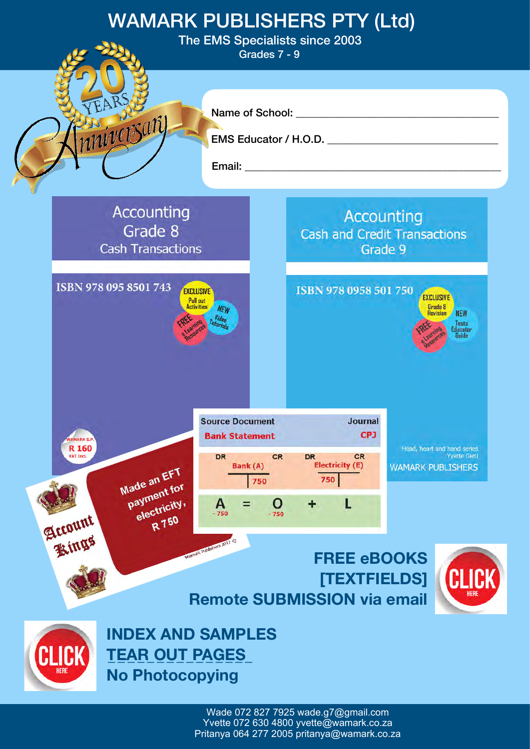# WAMARK PUBLISHERS PTY (Ltd)

The EMS Specialists since 2003

Grades 7 - 9

20 YEARS Anniversary

Name of School: ______________________________

EMS Educator / H.O.D. ______________________________

Email: ______________________________

## Accounting Grade 8 Cash Transactions

ISBN 978 095 8501 743

EXCLUSIVE Pull out Activities

NEW Video Tutorials

FREE e Learning Resources

WAMARK S.P. R 160 VAT Incl.

## Accounting Cash and Credit Transactions Grade 9

ISBN 978 0958 501 750

EXCLUSIVE Grade 8 Revision

NEW Tests Educator Guide

FREE e Learning Resources

Head, heart and hand series

Yvette Gietl

WAMARK PUBLISHERS

Account Kings

Made an EFT payment for electricity, R 750

| Source Document | | Journal |
| --- | --- | --- |
| Bank Statement | | CPJ |

| DR | Bank (A) | CR | DR | Electricity (E) | CR |
| --- | --- | --- | --- | --- | --- |
| | | 750 | 750 | | |

| A | = | O | + | L |
| --- | --- | --- | --- | --- |
| - 750 | | - 750 | | |

Wamark Publishers 2017 ©

**FREE eBOOKS [TEXTFIELDS] Remote SUBMISSION via email**

CLICK HERE

CLICK HERE

**INDEX AND SAMPLES**

**TEAR OUT PAGES**

**No Photocopying**

Wade 072 827 7925 wade.g7@gmail.com

Yvette 072 630 4800 yvette@wamark.co.za

Pritanya 064 277 2005 pritanya@wamark.co.za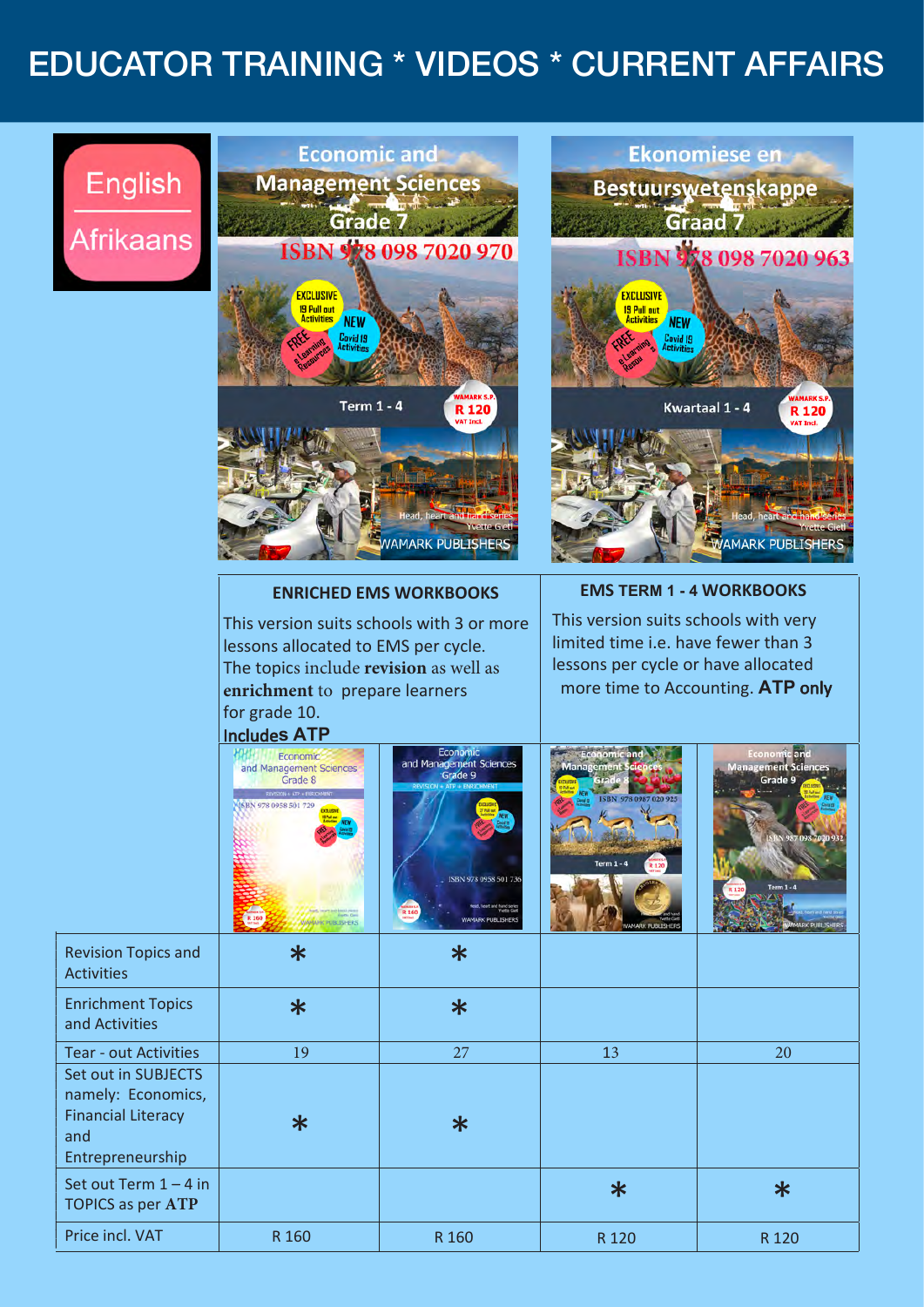# EDUCATOR TRAINING * VIDEOS * CURRENT AFFAIRS

English

Afrikaans

**Economic and Management Sciences Grade 7**
ISBN 978 098 7020 970
EXCLUSIVE 19 Pull out Activities · NEW Covid 19 Activities · FREE eLearning Resources
Term 1 - 4 · WAMARK S.P. R 120 VAT incl.
Head, heart and hand series · Yvette Gietl · WAMARK PUBLISHERS

**Ekonomiese en Bestuurswetenskappe Graad 7**
ISBN 978 098 7020 963
EXCLUSIVE 19 Pull out Activities · NEW Covid 19 Activities · FREE eLearning Resources
Kwartaal 1 - 4 · WAMARK S.P. R 120 VAT incl.
Head, heart and hand series · Yvette Gietl · WAMARK PUBLISHERS

| ENRICHED EMS WORKBOOKS | EMS TERM 1 - 4 WORKBOOKS |
|---|---|
| This version suits schools with 3 or more lessons allocated to EMS per cycle. The topics include **revision** as well as **enrichment** to prepare learners for grade 10. **Includes ATP** | This version suits schools with very limited time i.e. have fewer than 3 lessons per cycle or have allocated more time to Accounting. **ATP only** |

| | Economic and Management Sciences Grade 8 (Revision + ATP + Enrichment) ISBN 978 0958 501 729 | Economic and Management Sciences Grade 9 (Revision + ATP + Enrichment) ISBN 978 0958 501 736 | Economic and Management Sciences Grade 8 ISBN 978 0987 020 925 Term 1 - 4 | Economic and Management Sciences Grade 9 ISBN 987 098 7020 932 Term 1 - 4 |
|---|---|---|---|---|
| Revision Topics and Activities | * | * | | |
| Enrichment Topics and Activities | * | * | | |
| Tear - out Activities | 19 | 27 | 13 | 20 |
| Set out in SUBJECTS namely: Economics, Financial Literacy and Entrepreneurship | * | * | | |
| Set out Term 1 – 4 in TOPICS as per ATP | | | * | * |
| Price incl. VAT | R 160 | R 160 | R 120 | R 120 |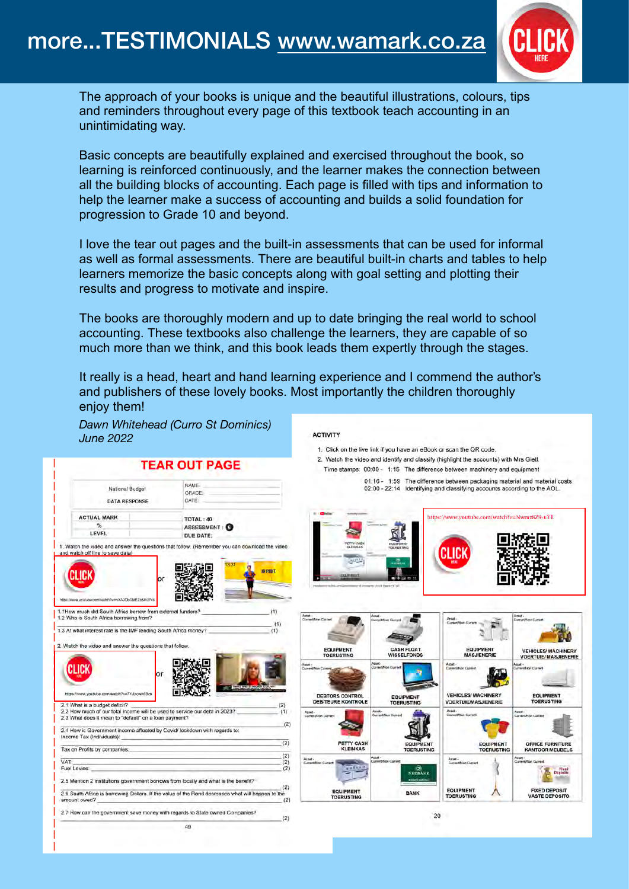# more...TESTIMONIALS www.wamark.co.za

The approach of your books is unique and the beautiful illustrations, colours, tips and reminders throughout every page of this textbook teach accounting in an unintimidating way.

Basic concepts are beautifully explained and exercised throughout the book, so learning is reinforced continuously, and the learner makes the connection between all the building blocks of accounting. Each page is filled with tips and information to help the learner make a success of accounting and builds a solid foundation for progression to Grade 10 and beyond.

I love the tear out pages and the built-in assessments that can be used for informal as well as formal assessments. There are beautiful built-in charts and tables to help learners memorize the basic concepts along with goal setting and plotting their results and progress to motivate and inspire.

The books are thoroughly modern and up to date bringing the real world to school accounting. These textbooks also challenge the learners, they are capable of so much more than we think, and this book leads them expertly through the stages.

It really is a head, heart and hand learning experience and I commend the author's and publishers of these lovely books. Most importantly the children thoroughly enjoy them!

*Dawn Whitehead (Curro St Dominics)*
*June 2022*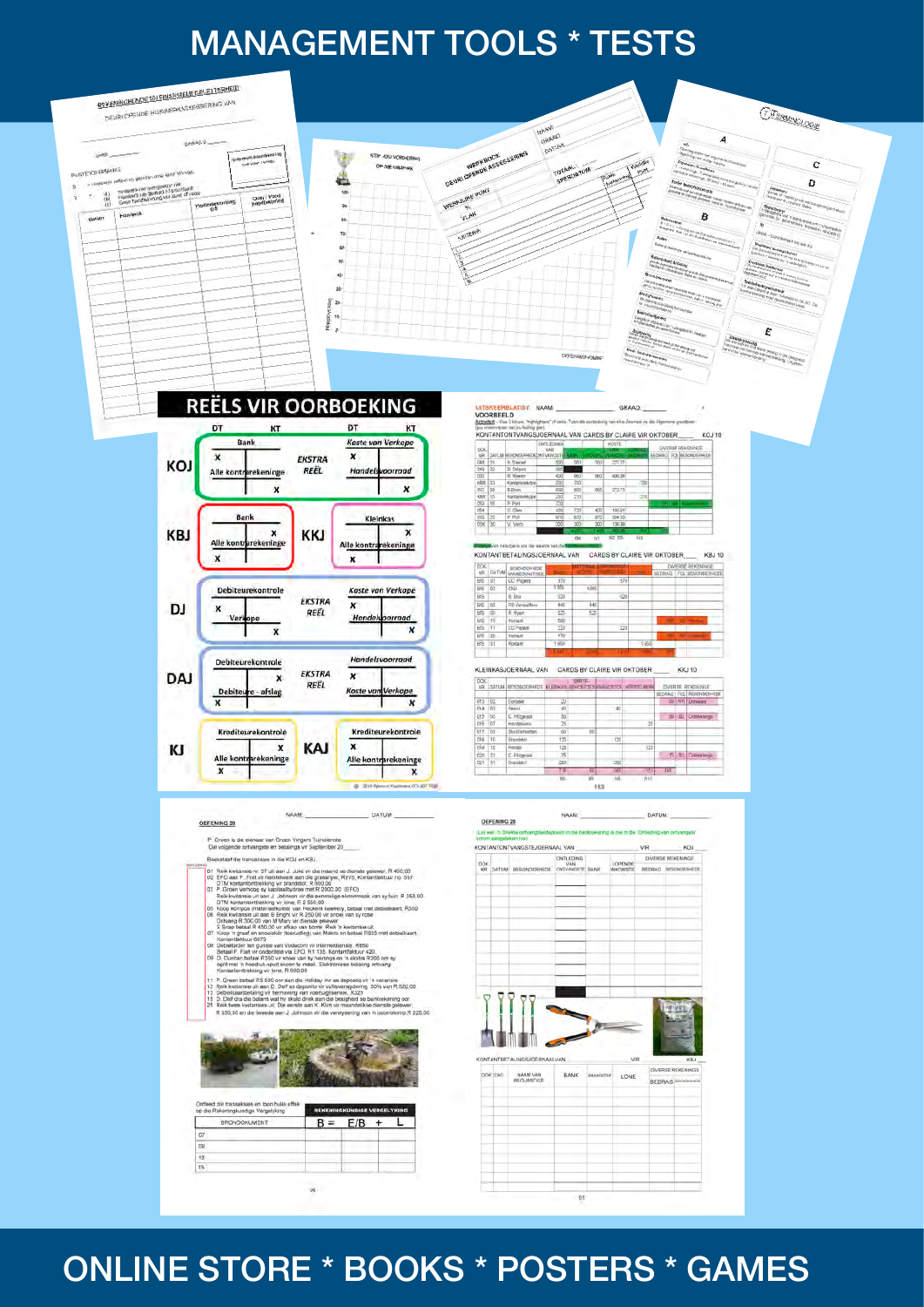# MANAGEMENT TOOLS * TESTS

## REËLS VIR OORBOEKING

# ONLINE STORE * BOOKS * POSTERS * GAMES